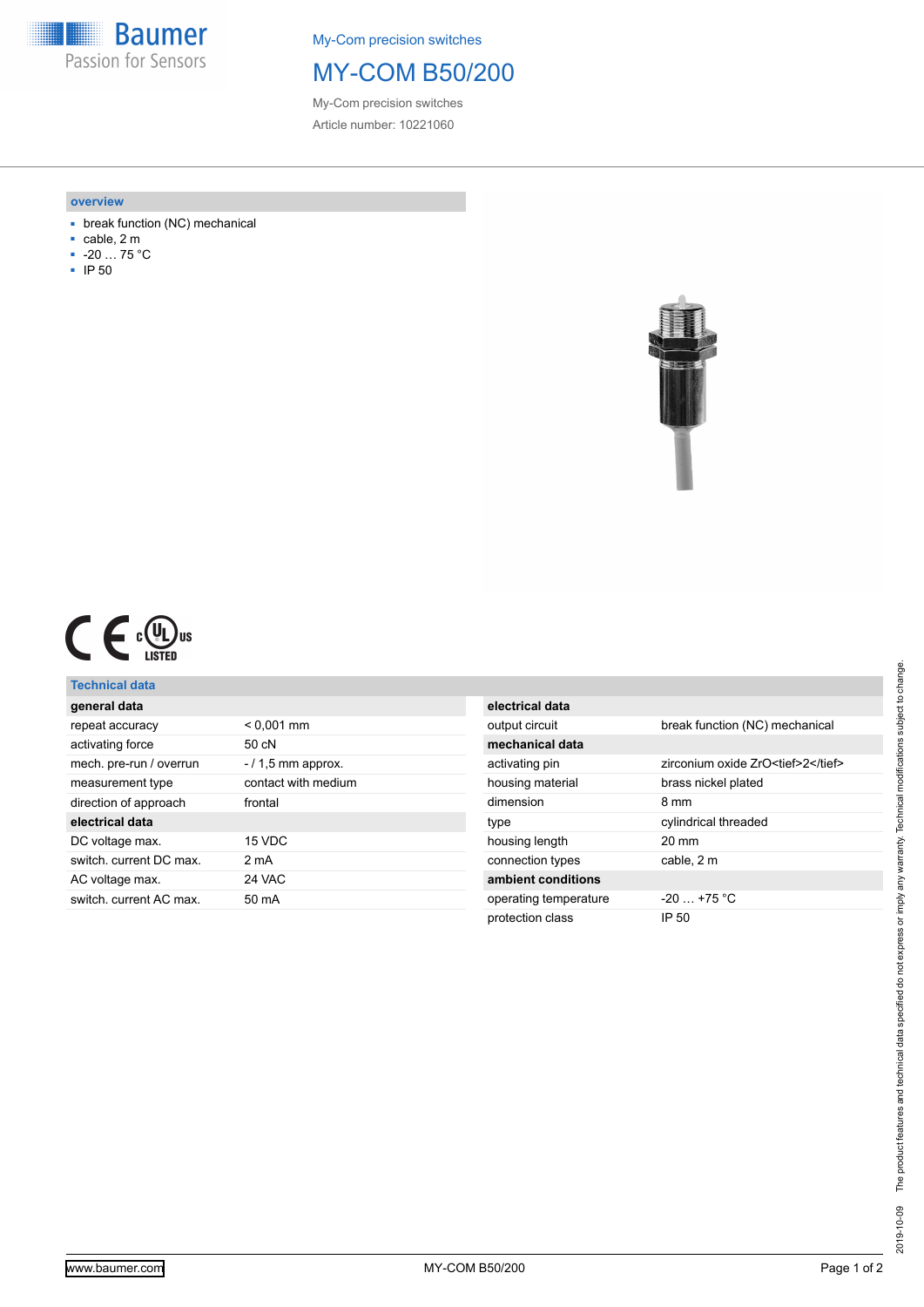My-Com precision switches

# MY-COM B50/200

My-Com precision switches

Article number: 10221060

## overview

- break function (NC) mechanical
- cable, 2 m
- -20 … 75 °C
- IP 50

## Technical data

| general data | |
|---|---|
| repeat accuracy | < 0,001 mm |
| activating force | 50 cN |
| mech. pre-run / overrun | - / 1,5 mm approx. |
| measurement type | contact with medium |
| direction of approach | frontal |
| **electrical data** | |
| DC voltage max. | 15 VDC |
| switch. current DC max. | 2 mA |
| AC voltage max. | 24 VAC |
| switch. current AC max. | 50 mA |

| electrical data | |
|---|---|
| output circuit | break function (NC) mechanical |
| **mechanical data** | |
| activating pin | zirconium oxide ZrO<tief>2</tief> |
| housing material | brass nickel plated |
| dimension | 8 mm |
| type | cylindrical threaded |
| housing length | 20 mm |
| connection types | cable, 2 m |
| **ambient conditions** | |
| operating temperature | -20 … +75 °C |
| protection class | IP 50 |

2019-10-09 The product features and technical data specified do not express or imply any warranty. Technical modifications subject to change.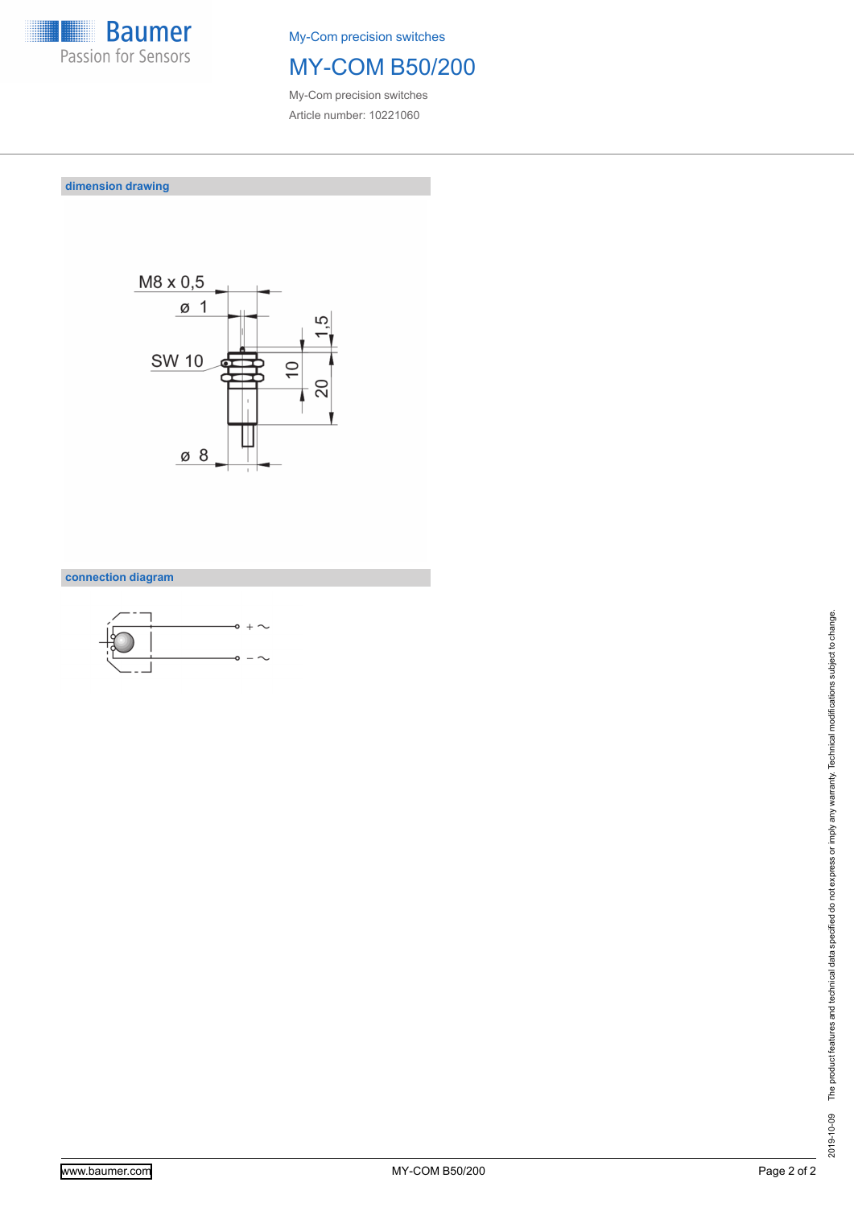My-Com precision switches

# MY-COM B50/200

My-Com precision switches

Article number: 10221060

## dimension drawing

M8 x 0,5

ø 1

SW 10

ø 8

1,5

10

20

## connection diagram

+ ~

– ~

2019-10-09 The product features and technical data specified do not express or imply any warranty. Technical modifications subject to change.